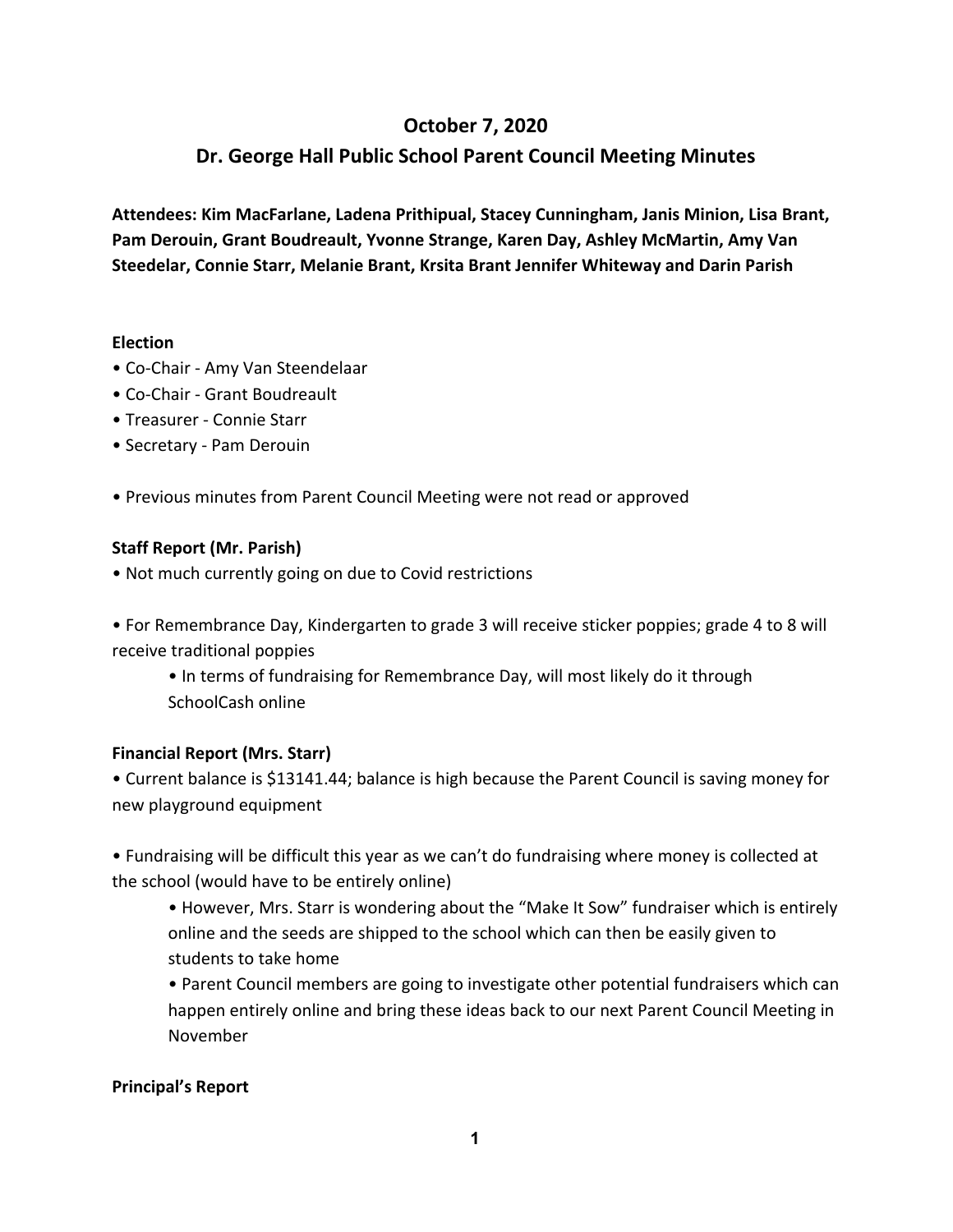# October 7, 2020

## Dr. George Hall Public School Parent Council Meeting Minutes

**Attendees: Kim MacFarlane, Ladena Prithipual, Stacey Cunningham, Janis Minion, Lisa Brant, Pam Derouin, Grant Boudreault, Yvonne Strange, Karen Day, Ashley McMartin, Amy Van Steedelar, Connie Starr, Melanie Brant, Krsita Brant Jennifer Whiteway and Darin Parish**

**Election**

- Co-Chair - Amy Van Steendelaar
- Co-Chair - Grant Boudreault
- Treasurer - Connie Starr
- Secretary - Pam Derouin

- Previous minutes from Parent Council Meeting were not read or approved

**Staff Report (Mr. Parish)**

- Not much currently going on due to Covid restrictions

- For Remembrance Day, Kindergarten to grade 3 will receive sticker poppies; grade 4 to 8 will receive traditional poppies
    - In terms of fundraising for Remembrance Day, will most likely do it through SchoolCash online

**Financial Report (Mrs. Starr)**

- Current balance is $13141.44; balance is high because the Parent Council is saving money for new playground equipment

- Fundraising will be difficult this year as we can't do fundraising where money is collected at the school (would have to be entirely online)
    - However, Mrs. Starr is wondering about the "Make It Sow" fundraiser which is entirely online and the seeds are shipped to the school which can then be easily given to students to take home
    - Parent Council members are going to investigate other potential fundraisers which can happen entirely online and bring these ideas back to our next Parent Council Meeting in November

**Principal's Report**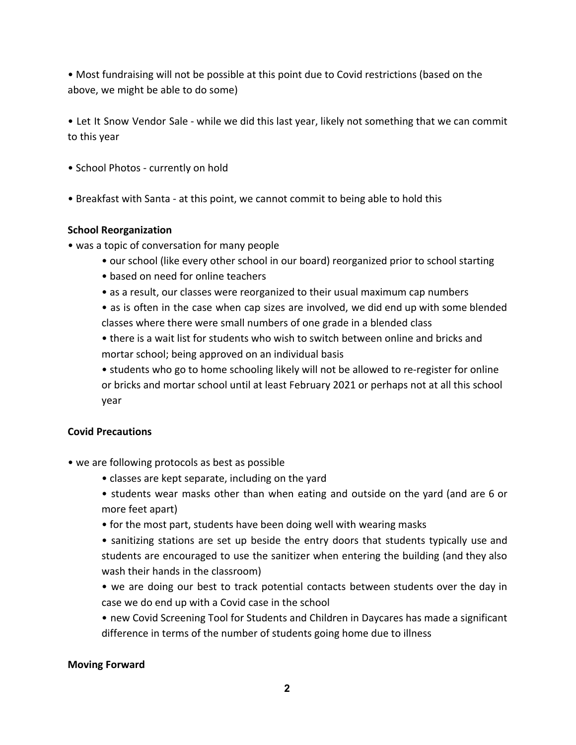- Most fundraising will not be possible at this point due to Covid restrictions (based on the above, we might be able to do some)

- Let It Snow Vendor Sale - while we did this last year, likely not something that we can commit to this year

- School Photos - currently on hold

- Breakfast with Santa - at this point, we cannot commit to being able to hold this

**School Reorganization**

- was a topic of conversation for many people
    - our school (like every other school in our board) reorganized prior to school starting
    - based on need for online teachers
    - as a result, our classes were reorganized to their usual maximum cap numbers
    - as is often in the case when cap sizes are involved, we did end up with some blended classes where there were small numbers of one grade in a blended class
    - there is a wait list for students who wish to switch between online and bricks and mortar school; being approved on an individual basis
    - students who go to home schooling likely will not be allowed to re-register for online or bricks and mortar school until at least February 2021 or perhaps not at all this school year

**Covid Precautions**

- we are following protocols as best as possible
    - classes are kept separate, including on the yard
    - students wear masks other than when eating and outside on the yard (and are 6 or more feet apart)
    - for the most part, students have been doing well with wearing masks
    - sanitizing stations are set up beside the entry doors that students typically use and students are encouraged to use the sanitizer when entering the building (and they also wash their hands in the classroom)
    - we are doing our best to track potential contacts between students over the day in case we do end up with a Covid case in the school
    - new Covid Screening Tool for Students and Children in Daycares has made a significant difference in terms of the number of students going home due to illness

**Moving Forward**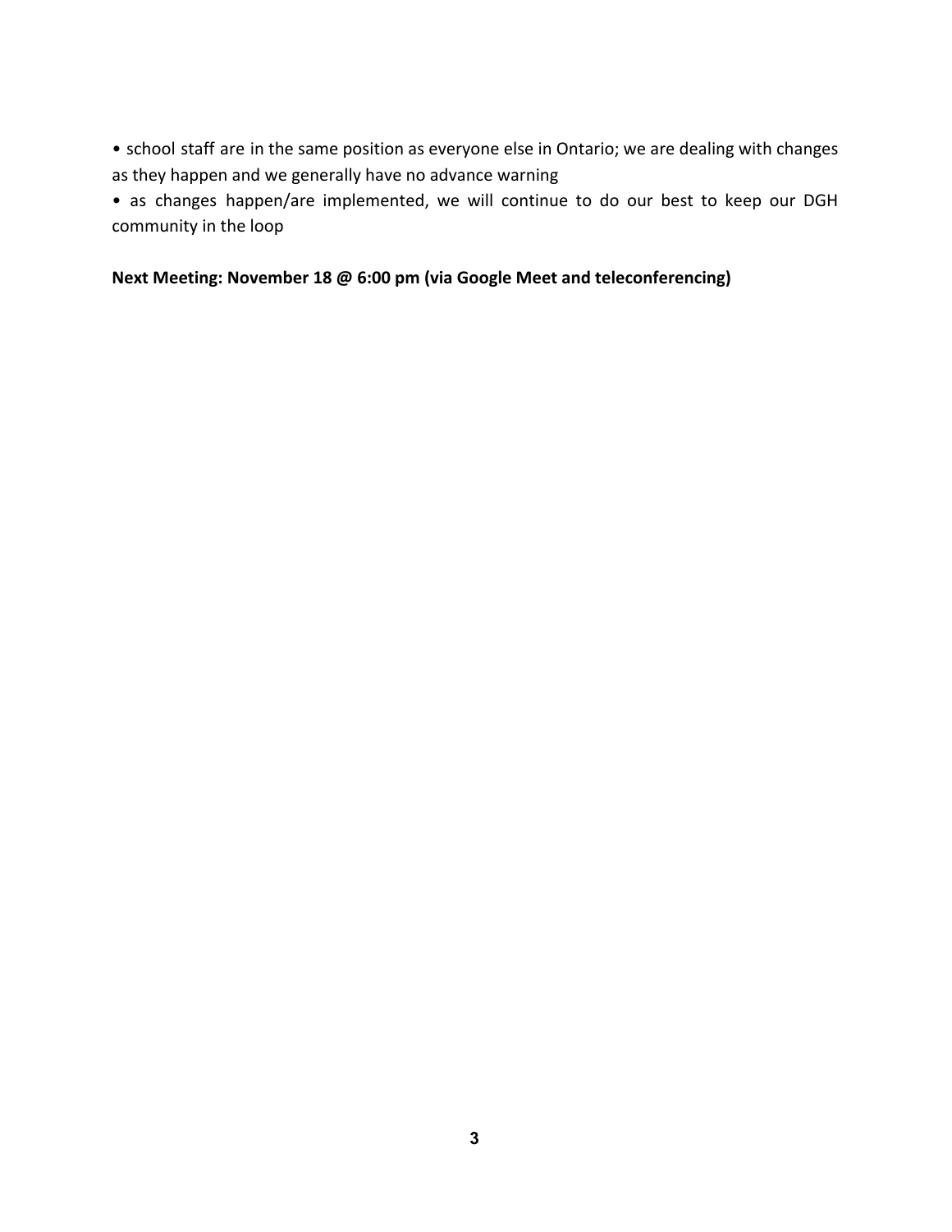• school staff are in the same position as everyone else in Ontario; we are dealing with changes as they happen and we generally have no advance warning

• as changes happen/are implemented, we will continue to do our best to keep our DGH community in the loop

**Next Meeting: November 18 @ 6:00 pm (via Google Meet and teleconferencing)**